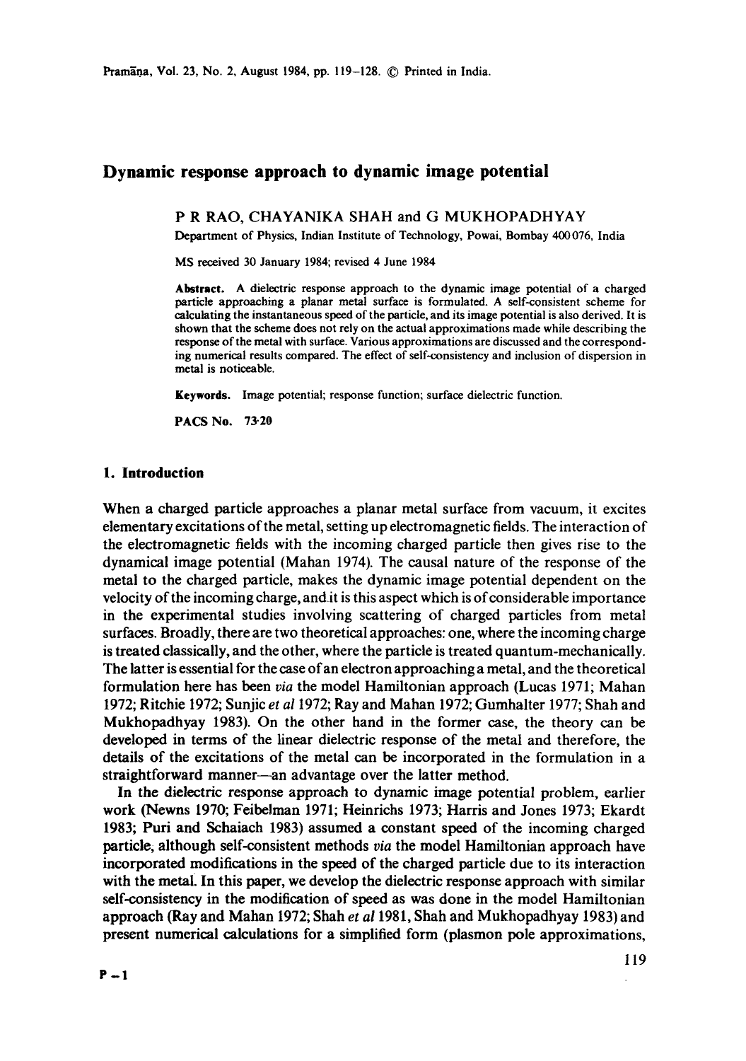# Dynamic response approach to dynamic image potential

P R RAO, CHAYANIKA SHAH and G MUKHOPADHYAY

Department of Physics, Indian Institute of Technology, Powai, Bombay 400 076, India

MS received 30 January 1984; revised 4 June 1984

**Abstract.** A dielectric response approach to the dynamic image potential of a charged particle approaching a planar metal surface is formulated. A self-consistent scheme for calculating the instantaneous speed of the particle, and its image potential is also derived. It is shown that the scheme does not rely on the actual approximations made while describing the response of the metal with surface. Various approximations are discussed and the corresponding numerical results compared. The effect of self-consistency and inclusion of dispersion in metal is noticeable.

**Keywords.** Image potential; response function; surface dielectric function.

**PACS No.** 73·20

## 1. Introduction

When a charged particle approaches a planar metal surface from vacuum, it excites elementary excitations of the metal, setting up electromagnetic fields. The interaction of the electromagnetic fields with the incoming charged particle then gives rise to the dynamical image potential (Mahan 1974). The causal nature of the response of the metal to the charged particle, makes the dynamic image potential dependent on the velocity of the incoming charge, and it is this aspect which is of considerable importance in the experimental studies involving scattering of charged particles from metal surfaces. Broadly, there are two theoretical approaches: one, where the incoming charge is treated classically, and the other, where the particle is treated quantum-mechanically. The latter is essential for the case of an electron approaching a metal, and the theoretical formulation here has been *via* the model Hamiltonian approach (Lucas 1971; Mahan 1972; Ritchie 1972; Sunjic *et al* 1972; Ray and Mahan 1972; Gumhalter 1977; Shah and Mukhopadhyay 1983). On the other hand in the former case, the theory can be developed in terms of the linear dielectric response of the metal and therefore, the details of the excitations of the metal can be incorporated in the formulation in a straightforward manner—an advantage over the latter method.

In the dielectric response approach to dynamic image potential problem, earlier work (Newns 1970; Feibelman 1971; Heinrichs 1973; Harris and Jones 1973; Ekardt 1983; Puri and Schaiach 1983) assumed a constant speed of the incoming charged particle, although self-consistent methods *via* the model Hamiltonian approach have incorporated modifications in the speed of the charged particle due to its interaction with the metal. In this paper, we develop the dielectric response approach with similar self-consistency in the modification of speed as was done in the model Hamiltonian approach (Ray and Mahan 1972; Shah *et al* 1981, Shah and Mukhopadhyay 1983) and present numerical calculations for a simplified form (plasmon pole approximations,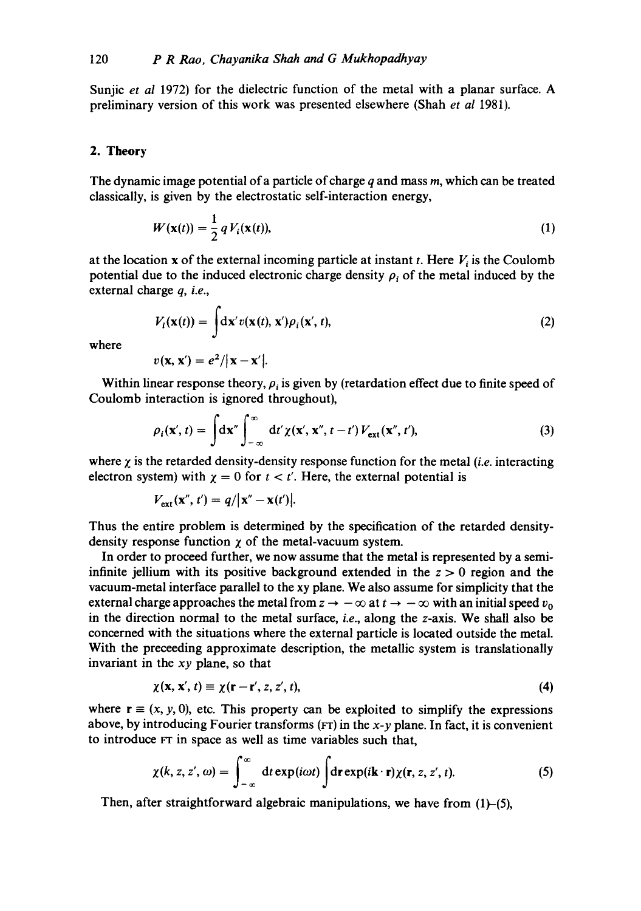Sunjic *et al* 1972) for the dielectric function of the metal with a planar surface. A preliminary version of this work was presented elsewhere (Shah *et al* 1981).

## 2. Theory

The dynamic image potential of a particle of charge $q$ and mass $m$, which can be treated classically, is given by the electrostatic self-interaction energy,

$$W(\mathbf{x}(t)) = \frac{1}{2} q V_i(\mathbf{x}(t)), \tag{1}$$

at the location $\mathbf{x}$ of the external incoming particle at instant $t$. Here $V_i$ is the Coulomb potential due to the induced electronic charge density $\rho_i$ of the metal induced by the external charge $q$, *i.e.*,

$$V_i(\mathbf{x}(t)) = \int \mathrm{d}\mathbf{x}' v(\mathbf{x}(t), \mathbf{x}') \rho_i(\mathbf{x}', t), \tag{2}$$

where

$$v(\mathbf{x}, \mathbf{x}') = e^2/|\mathbf{x} - \mathbf{x}'|.$$

Within linear response theory, $\rho_i$ is given by (retardation effect due to finite speed of Coulomb interaction is ignored throughout),

$$\rho_i(\mathbf{x}', t) = \int \mathrm{d}\mathbf{x}'' \int_{-\infty}^{\infty} \mathrm{d}t' \chi(\mathbf{x}', \mathbf{x}'', t - t') V_{\mathrm{ext}}(\mathbf{x}'', t'), \tag{3}$$

where $\chi$ is the retarded density-density response function for the metal (*i.e.* interacting electron system) with $\chi = 0$ for $t < t'$. Here, the external potential is

$$V_{\mathrm{ext}}(\mathbf{x}'', t') = q/|\mathbf{x}'' - \mathbf{x}(t')|.$$

Thus the entire problem is determined by the specification of the retarded density-density response function $\chi$ of the metal-vacuum system.

In order to proceed further, we now assume that the metal is represented by a semi-infinite jellium with its positive background extended in the $z > 0$ region and the vacuum-metal interface parallel to the xy plane. We also assume for simplicity that the external charge approaches the metal from $z \to -\infty$ at $t \to -\infty$ with an initial speed $v_0$ in the direction normal to the metal surface, *i.e.*, along the $z$-axis. We shall also be concerned with the situations where the external particle is located outside the metal. With the preceeding approximate description, the metallic system is translationally invariant in the $xy$ plane, so that

$$\chi(\mathbf{x}, \mathbf{x}', t) \equiv \chi(\mathbf{r} - \mathbf{r}', z, z', t), \tag{4}$$

where $\mathbf{r} \equiv (x, y, 0)$, etc. This property can be exploited to simplify the expressions above, by introducing Fourier transforms (FT) in the $x$-$y$ plane. In fact, it is convenient to introduce FT in space as well as time variables such that,

$$\chi(k, z, z', \omega) = \int_{-\infty}^{\infty} \mathrm{d}t \exp(i\omega t) \int \mathrm{d}\mathbf{r} \exp(i\mathbf{k} \cdot \mathbf{r}) \chi(\mathbf{r}, z, z', t). \tag{5}$$

Then, after straightforward algebraic manipulations, we have from (1)–(5),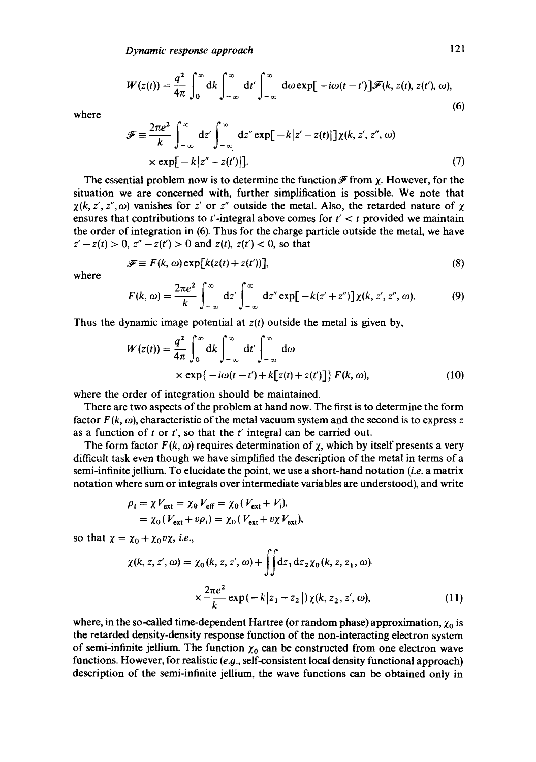$$W(z(t)) = \frac{q^2}{4\pi} \int_0^\infty dk \int_{-\infty}^{\infty} dt' \int_{-\infty}^{\infty} d\omega \exp[-i\omega(t-t')] \mathscr{F}(k, z(t), z(t'), \omega), \tag{6}$$

where

$$\mathscr{F} \equiv \frac{2\pi e^2}{k} \int_{-\infty}^{\infty} dz' \int_{-\infty}^{\infty} dz'' \exp[-k|z' - z(t)|] \chi(k, z', z'', \omega) \times \exp[-k|z'' - z(t')|]. \tag{7}$$

The essential problem now is to determine the function $\mathscr{F}$ from $\chi$. However, for the situation we are concerned with, further simplification is possible. We note that $\chi(k, z', z'', \omega)$ vanishes for $z'$ or $z''$ outside the metal. Also, the retarded nature of $\chi$ ensures that contributions to $t'$-integral above comes for $t' < t$ provided we maintain the order of integration in (6). Thus for the charge particle outside the metal, we have $z' - z(t) > 0$, $z'' - z(t') > 0$ and $z(t), z(t') < 0$, so that

$$\mathscr{F} \equiv F(k, \omega) \exp[k(z(t) + z(t'))], \tag{8}$$

where

$$F(k, \omega) = \frac{2\pi e^2}{k} \int_{-\infty}^{\infty} dz' \int_{-\infty}^{\infty} dz'' \exp[-k(z' + z'')] \chi(k, z', z'', \omega). \tag{9}$$

Thus the dynamic image potential at $z(t)$ outside the metal is given by,

$$W(z(t)) = \frac{q^2}{4\pi} \int_0^\infty dk \int_{-\infty}^{\infty} dt' \int_{-\infty}^{\infty} d\omega \times \exp\{-i\omega(t-t') + k[z(t) + z(t')]\} F(k, \omega), \tag{10}$$

where the order of integration should be maintained.

There are two aspects of the problem at hand now. The first is to determine the form factor $F(k, \omega)$, characteristic of the metal vacuum system and the second is to express $z$ as a function of $t$ or $t'$, so that the $t'$ integral can be carried out.

The form factor $F(k, \omega)$ requires determination of $\chi$, which by itself presents a very difficult task even though we have simplified the description of the metal in terms of a semi-infinite jellium. To elucidate the point, we use a short-hand notation (*i.e.* a matrix notation where sum or integrals over intermediate variables are understood), and write

$$\begin{aligned} \rho_i &= \chi V_{\text{ext}} = \chi_0 V_{\text{eff}} = \chi_0 (V_{\text{ext}} + V_i), \\ &= \chi_0 (V_{\text{ext}} + v\rho_i) = \chi_0 (V_{\text{ext}} + v\chi V_{\text{ext}}), \end{aligned}$$

so that $\chi = \chi_0 + \chi_0 v \chi$, *i.e.*,

$$\chi(k, z, z', \omega) = \chi_0(k, z, z', \omega) + \iint dz_1 dz_2 \chi_0(k, z, z_1, \omega) \times \frac{2\pi e^2}{k} \exp(-k|z_1 - z_2|) \chi(k, z_2, z', \omega), \tag{11}$$

where, in the so-called time-dependent Hartree (or random phase) approximation, $\chi_0$ is the retarded density-density response function of the non-interacting electron system of semi-infinite jellium. The function $\chi_0$ can be constructed from one electron wave functions. However, for realistic (*e.g.*, self-consistent local density functional approach) description of the semi-infinite jellium, the wave functions can be obtained only in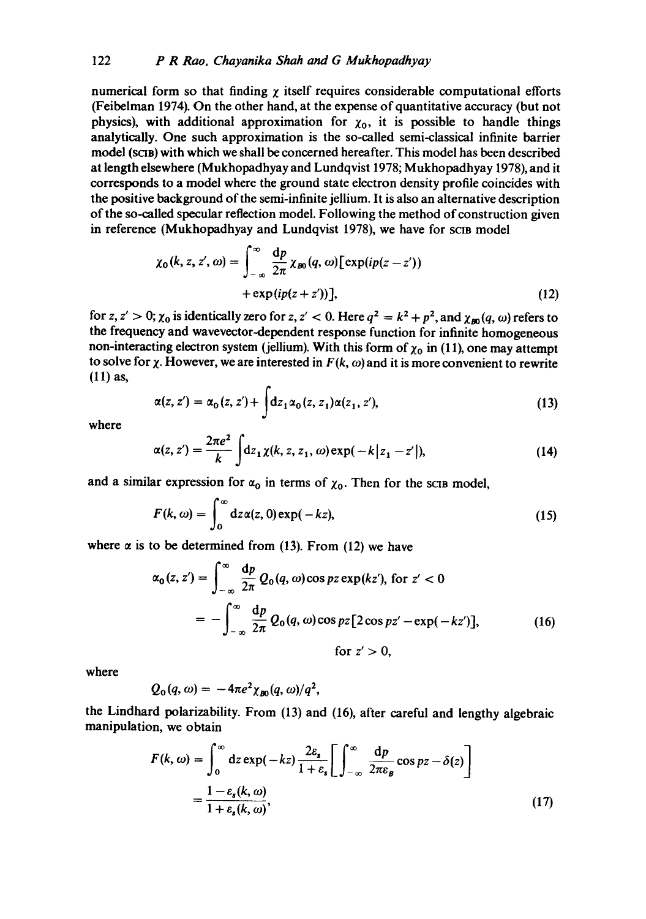numerical form so that finding $\chi$ itself requires considerable computational efforts (Feibelman 1974). On the other hand, at the expense of quantitative accuracy (but not physics), with additional approximation for $\chi_0$, it is possible to handle things analytically. One such approximation is the so-called semi-classical infinite barrier model (SCIB) with which we shall be concerned hereafter. This model has been described at length elsewhere (Mukhopadhyay and Lundqvist 1978; Mukhopadhyay 1978), and it corresponds to a model where the ground state electron density profile coincides with the positive background of the semi-infinite jellium. It is also an alternative description of the so-called specular reflection model. Following the method of construction given in reference (Mukhopadhyay and Lundqvist 1978), we have for SCIB model

$$\chi_0(k, z, z', \omega) = \int_{-\infty}^{\infty} \frac{dp}{2\pi} \chi_{B0}(q, \omega)[\exp(ip(z-z')) + \exp(ip(z+z'))], \tag{12}$$

for $z, z' > 0$; $\chi_0$ is identically zero for $z, z' < 0$. Here $q^2 = k^2 + p^2$, and $\chi_{B0}(q, \omega)$ refers to the frequency and wavevector-dependent response function for infinite homogeneous non-interacting electron system (jellium). With this form of $\chi_0$ in (11), one may attempt to solve for $\chi$. However, we are interested in $F(k, \omega)$ and it is more convenient to rewrite (11) as,

$$\alpha(z, z') = \alpha_0(z, z') + \int dz_1 \alpha_0(z, z_1)\alpha(z_1, z'), \tag{13}$$

where

$$\alpha(z, z') = \frac{2\pi e^2}{k} \int dz_1 \chi(k, z, z_1, \omega) \exp(-k|z_1 - z'|), \tag{14}$$

and a similar expression for $\alpha_0$ in terms of $\chi_0$. Then for the SCIB model,

$$F(k, \omega) = \int_0^{\infty} dz \alpha(z, 0) \exp(-kz), \tag{15}$$

where $\alpha$ is to be determined from (13). From (12) we have

$$\begin{aligned}\alpha_0(z, z') &= \int_{-\infty}^{\infty} \frac{dp}{2\pi} Q_0(q, \omega) \cos pz \exp(kz'), \text{ for } z' < 0 \\ &= -\int_{-\infty}^{\infty} \frac{dp}{2\pi} Q_0(q, \omega) \cos pz [2\cos pz' - \exp(-kz')], \quad \text{for } z' > 0,\end{aligned} \tag{16}$$

where

$$Q_0(q, \omega) = -4\pi e^2 \chi_{B0}(q, \omega)/q^2,$$

the Lindhard polarizability. From (13) and (16), after careful and lengthy algebraic manipulation, we obtain

$$\begin{aligned}F(k, \omega) &= \int_0^{\infty} dz \exp(-kz) \frac{2\varepsilon_s}{1+\varepsilon_s} \left[ \int_{-\infty}^{\infty} \frac{dp}{2\pi\varepsilon_B} \cos pz - \delta(z) \right] \\ &= \frac{1 - \varepsilon_s(k, \omega)}{1 + \varepsilon_s(k, \omega)},\end{aligned} \tag{17}$$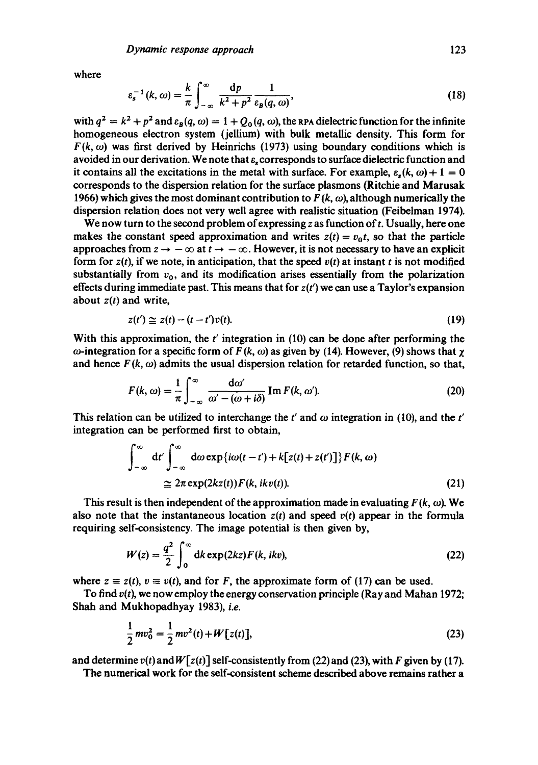where

$$\varepsilon_s^{-1}(k,\omega) = \frac{k}{\pi}\int_{-\infty}^{\infty} \frac{\mathrm{d}p}{k^2+p^2}\frac{1}{\varepsilon_B(q,\omega)}, \tag{18}$$

with $q^2 = k^2 + p^2$ and $\varepsilon_B(q,\omega) = 1 + Q_0(q,\omega)$, the RPA dielectric function for the infinite homogeneous electron system (jellium) with bulk metallic density. This form for $F(k,\omega)$ was first derived by Heinrichs (1973) using boundary conditions which is avoided in our derivation. We note that $\varepsilon_s$ corresponds to surface dielectric function and it contains all the excitations in the metal with surface. For example, $\varepsilon_s(k,\omega) + 1 = 0$ corresponds to the dispersion relation for the surface plasmons (Ritchie and Marusak 1966) which gives the most dominant contribution to $F(k,\omega)$, although numerically the dispersion relation does not very well agree with realistic situation (Feibelman 1974).

We now turn to the second problem of expressing $z$ as function of $t$. Usually, here one makes the constant speed approximation and writes $z(t) = v_0 t$, so that the particle approaches from $z \to -\infty$ at $t \to -\infty$. However, it is not necessary to have an explicit form for $z(t)$, if we note, in anticipation, that the speed $v(t)$ at instant $t$ is not modified substantially from $v_0$, and its modification arises essentially from the polarization effects during immediate past. This means that for $z(t')$ we can use a Taylor's expansion about $z(t)$ and write,

$$z(t') \cong z(t) - (t - t')v(t). \tag{19}$$

With this approximation, the $t'$ integration in (10) can be done after performing the $\omega$-integration for a specific form of $F(k,\omega)$ as given by (14). However, (9) shows that $\chi$ and hence $F(k,\omega)$ admits the usual dispersion relation for retarded function, so that,

$$F(k,\omega) = \frac{1}{\pi}\int_{-\infty}^{\infty} \frac{\mathrm{d}\omega'}{\omega' - (\omega + i\delta)} \operatorname{Im} F(k,\omega'). \tag{20}$$

This relation can be utilized to interchange the $t'$ and $\omega$ integration in (10), and the $t'$ integration can be performed first to obtain,

$$\int_{-\infty}^{\infty} \mathrm{d}t' \int_{-\infty}^{\infty} \mathrm{d}\omega \exp\{i\omega(t-t') + k[z(t) + z(t')]\} F(k,\omega)$$
$$\cong 2\pi \exp(2kz(t)) F(k, ikv(t)). \tag{21}$$

This result is then independent of the approximation made in evaluating $F(k,\omega)$. We also note that the instantaneous location $z(t)$ and speed $v(t)$ appear in the formula requiring self-consistency. The image potential is then given by,

$$W(z) = \frac{q^2}{2}\int_0^{\infty} \mathrm{d}k \exp(2kz) F(k, ikv), \tag{22}$$

where $z \equiv z(t)$, $v \equiv v(t)$, and for $F$, the approximate form of (17) can be used.

To find $v(t)$, we now employ the energy conservation principle (Ray and Mahan 1972; Shah and Mukhopadhyay 1983), *i.e.*

$$\frac{1}{2}mv_0^2 = \frac{1}{2}mv^2(t) + W[z(t)], \tag{23}$$

and determine $v(t)$ and $W[z(t)]$ self-consistently from (22) and (23), with $F$ given by (17).

The numerical work for the self-consistent scheme described above remains rather a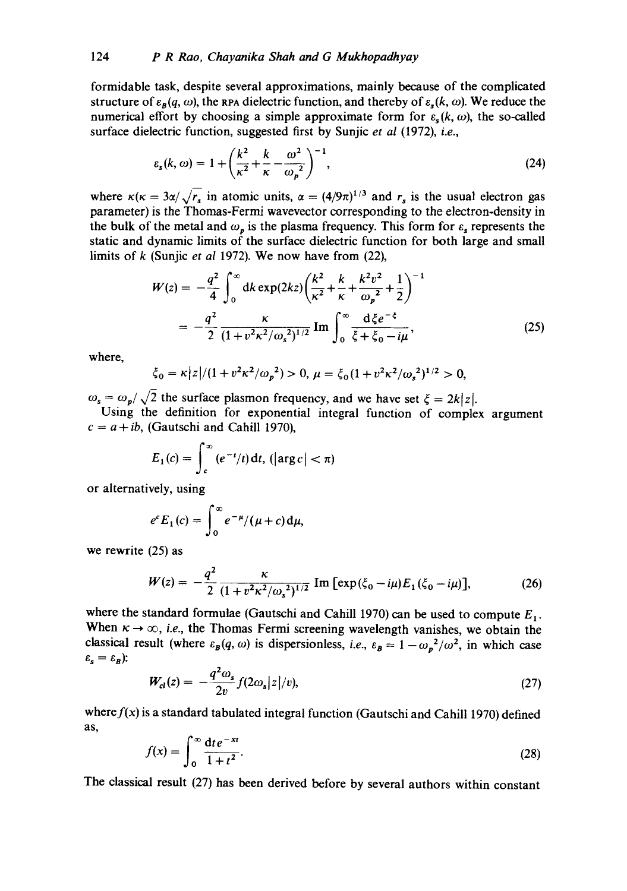formidable task, despite several approximations, mainly because of the complicated structure of $\varepsilon_B(q, \omega)$, the RPA dielectric function, and thereby of $\varepsilon_s(k, \omega)$. We reduce the numerical effort by choosing a simple approximate form for $\varepsilon_s(k, \omega)$, the so-called surface dielectric function, suggested first by Sunjic *et al* (1972), *i.e.*,

$$\varepsilon_s(k, \omega) = 1 + \left(\frac{k^2}{\kappa^2} + \frac{k}{\kappa} - \frac{\omega^2}{\omega_p{}^2}\right)^{-1}, \tag{24}$$

where $\kappa(\kappa = 3\alpha/\sqrt{r_s}$ in atomic units, $\alpha = (4/9\pi)^{1/3}$ and $r_s$ is the usual electron gas parameter) is the Thomas-Fermi wavevector corresponding to the electron-density in the bulk of the metal and $\omega_p$ is the plasma frequency. This form for $\varepsilon_s$ represents the static and dynamic limits of the surface dielectric function for both large and small limits of $k$ (Sunjic *et al* 1972). We now have from (22),

$$\begin{aligned} W(z) &= -\frac{q^2}{4}\int_0^\infty \mathrm{d}k \exp(2kz)\left(\frac{k^2}{\kappa^2} + \frac{k}{\kappa} + \frac{k^2 v^2}{\omega_p{}^2} + \frac{1}{2}\right)^{-1} \\ &= -\frac{q^2}{2}\frac{\kappa}{(1 + v^2\kappa^2/\omega_s{}^2)^{1/2}} \operatorname{Im} \int_0^\infty \frac{\mathrm{d}\xi e^{-\xi}}{\xi + \xi_0 - i\mu}, \end{aligned} \tag{25}$$

where,

$$\xi_0 = \kappa|z|/(1 + v^2\kappa^2/\omega_p{}^2) > 0, \ \mu = \xi_0(1 + v^2\kappa^2/\omega_s{}^2)^{1/2} > 0,$$

$\omega_s = \omega_p/\sqrt{2}$ the surface plasmon frequency, and we have set $\xi = 2k|z|$.

Using the definition for exponential integral function of complex argument $c = a + ib$, (Gautschi and Cahill 1970),

$$E_1(c) = \int_c^\infty (e^{-t}/t)\,\mathrm{d}t, \ (|\arg c| < \pi)$$

or alternatively, using

$$e^c E_1(c) = \int_0^\infty e^{-\mu}/(\mu + c)\,\mathrm{d}\mu,$$

we rewrite (25) as

$$W(z) = -\frac{q^2}{2}\frac{\kappa}{(1 + v^2\kappa^2/\omega_s{}^2)^{1/2}} \operatorname{Im}\left[\exp(\xi_0 - i\mu)E_1(\xi_0 - i\mu)\right], \tag{26}$$

where the standard formulae (Gautschi and Cahill 1970) can be used to compute $E_1$. When $\kappa \to \infty$, *i.e.*, the Thomas Fermi screening wavelength vanishes, we obtain the classical result (where $\varepsilon_B(q, \omega)$ is dispersionless, *i.e.*, $\varepsilon_B = 1 - \omega_p{}^2/\omega^2$, in which case $\varepsilon_s = \varepsilon_B$):

$$W_{cl}(z) = -\frac{q^2\omega_s}{2v} f(2\omega_s|z|/v), \tag{27}$$

where $f(x)$ is a standard tabulated integral function (Gautschi and Cahill 1970) defined as,

$$f(x) = \int_0^\infty \frac{\mathrm{d}t e^{-xt}}{1 + t^2}. \tag{28}$$

The classical result (27) has been derived before by several authors within constant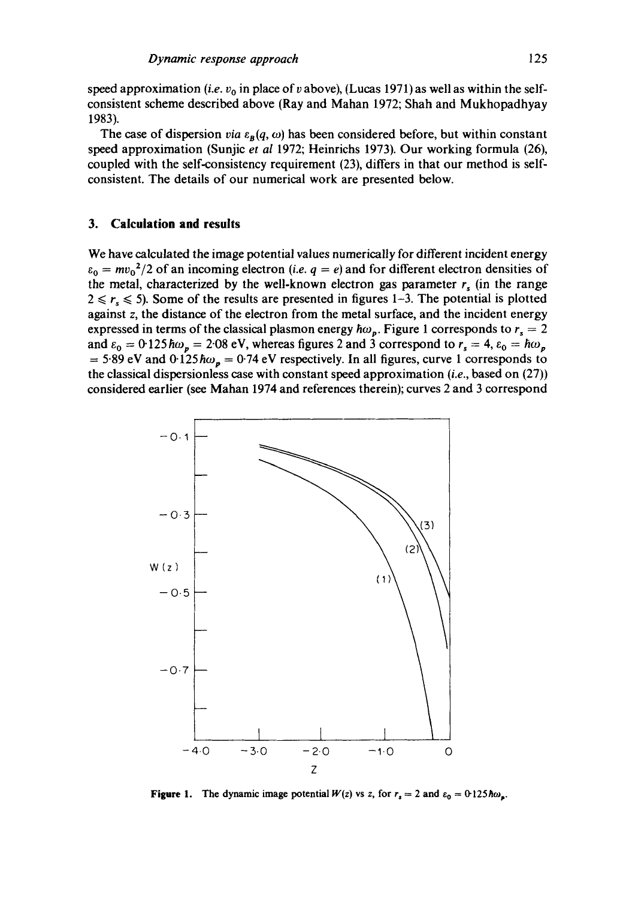speed approximation (*i.e.* $v_0$ in place of $v$ above), (Lucas 1971) as well as within the self-consistent scheme described above (Ray and Mahan 1972; Shah and Mukhopadhyay 1983).

The case of dispersion *via* $\varepsilon_B(q, \omega)$ has been considered before, but within constant speed approximation (Sunjic *et al* 1972; Heinrichs 1973). Our working formula (26), coupled with the self-consistency requirement (23), differs in that our method is self-consistent. The details of our numerical work are presented below.

## 3. Calculation and results

We have calculated the image potential values numerically for different incident energy $\varepsilon_0 = mv_0^2/2$ of an incoming electron (*i.e.* $q = e$) and for different electron densities of the metal, characterized by the well-known electron gas parameter $r_s$ (in the range $2 \leqslant r_s \leqslant 5$). Some of the results are presented in figures 1–3. The potential is plotted against $z$, the distance of the electron from the metal surface, and the incident energy expressed in terms of the classical plasmon energy $\hbar\omega_p$. Figure 1 corresponds to $r_s = 2$ and $\varepsilon_0 = 0{\cdot}125\,\hbar\omega_p = 2{\cdot}08$ eV, whereas figures 2 and 3 correspond to $r_s = 4$, $\varepsilon_0 = \hbar\omega_p = 5{\cdot}89$ eV and $0{\cdot}125\,\hbar\omega_p = 0{\cdot}74$ eV respectively. In all figures, curve 1 corresponds to the classical dispersionless case with constant speed approximation (*i.e.*, based on (27)) considered earlier (see Mahan 1974 and references therein); curves 2 and 3 correspond

**Figure 1.** The dynamic image potential $W(z)$ vs $z$, for $r_s = 2$ and $\varepsilon_0 = 0{\cdot}125\,\hbar\omega_p$.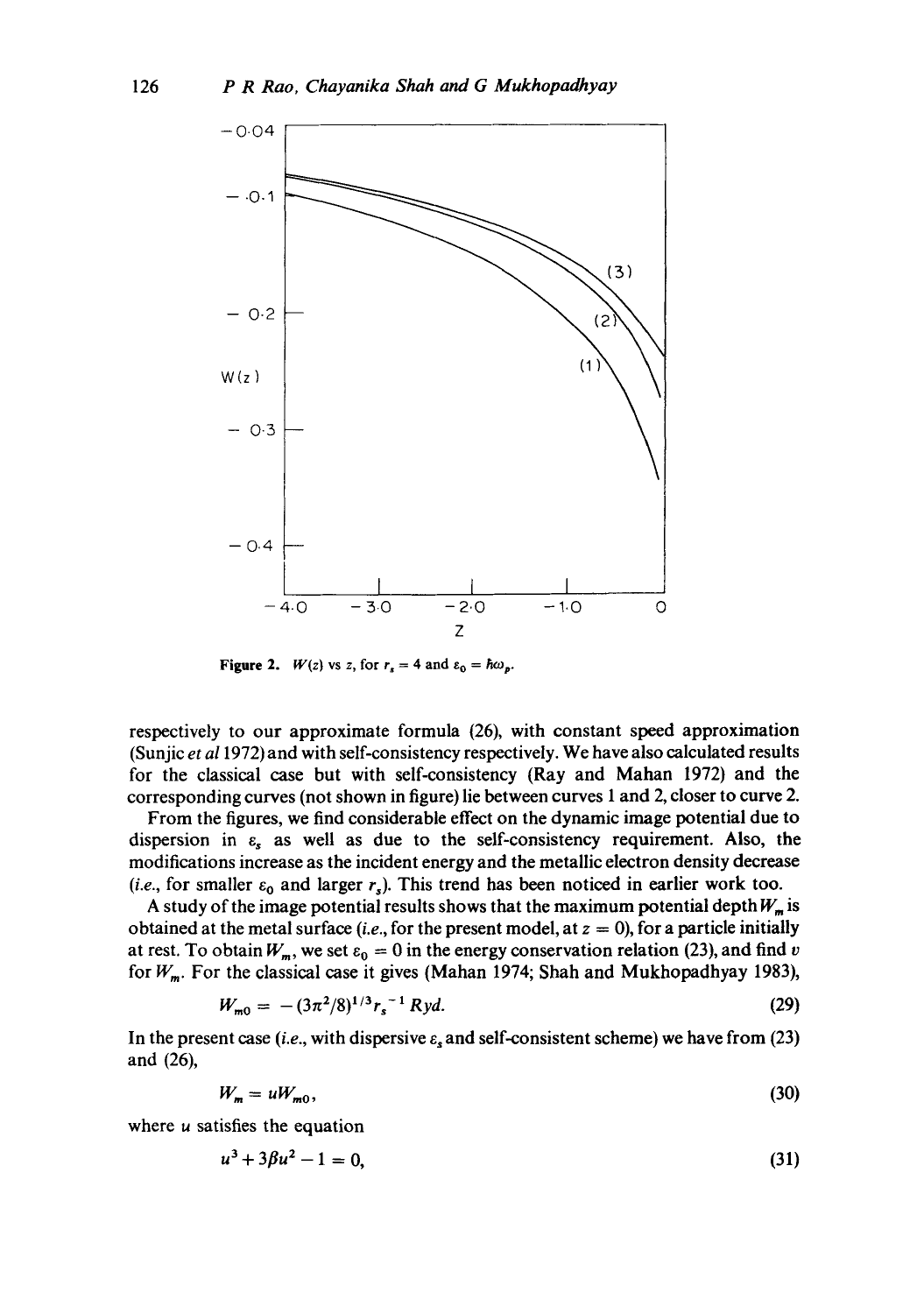Figure 2. $W(z)$ vs $z$, for $r_s = 4$ and $\varepsilon_0 = \hbar\omega_p$.

respectively to our approximate formula (26), with constant speed approximation (Sunjic *et al* 1972) and with self-consistency respectively. We have also calculated results for the classical case but with self-consistency (Ray and Mahan 1972) and the corresponding curves (not shown in figure) lie between curves 1 and 2, closer to curve 2.

From the figures, we find considerable effect on the dynamic image potential due to dispersion in $\varepsilon_s$ as well as due to the self-consistency requirement. Also, the modifications increase as the incident energy and the metallic electron density decrease (*i.e.*, for smaller $\varepsilon_0$ and larger $r_s$). This trend has been noticed in earlier work too.

A study of the image potential results shows that the maximum potential depth $W_m$ is obtained at the metal surface (*i.e.*, for the present model, at $z = 0$), for a particle initially at rest. To obtain $W_m$, we set $\varepsilon_0 = 0$ in the energy conservation relation (23), and find $v$ for $W_m$. For the classical case it gives (Mahan 1974; Shah and Mukhopadhyay 1983),

$$W_{m0} = -(3\pi^2/8)^{1/3} r_s^{-1} \, Ryd. \tag{29}$$

In the present case (*i.e.*, with dispersive $\varepsilon_s$ and self-consistent scheme) we have from (23) and (26),

$$W_m = u W_{m0}, \tag{30}$$

where $u$ satisfies the equation

$$u^3 + 3\beta u^2 - 1 = 0, \tag{31}$$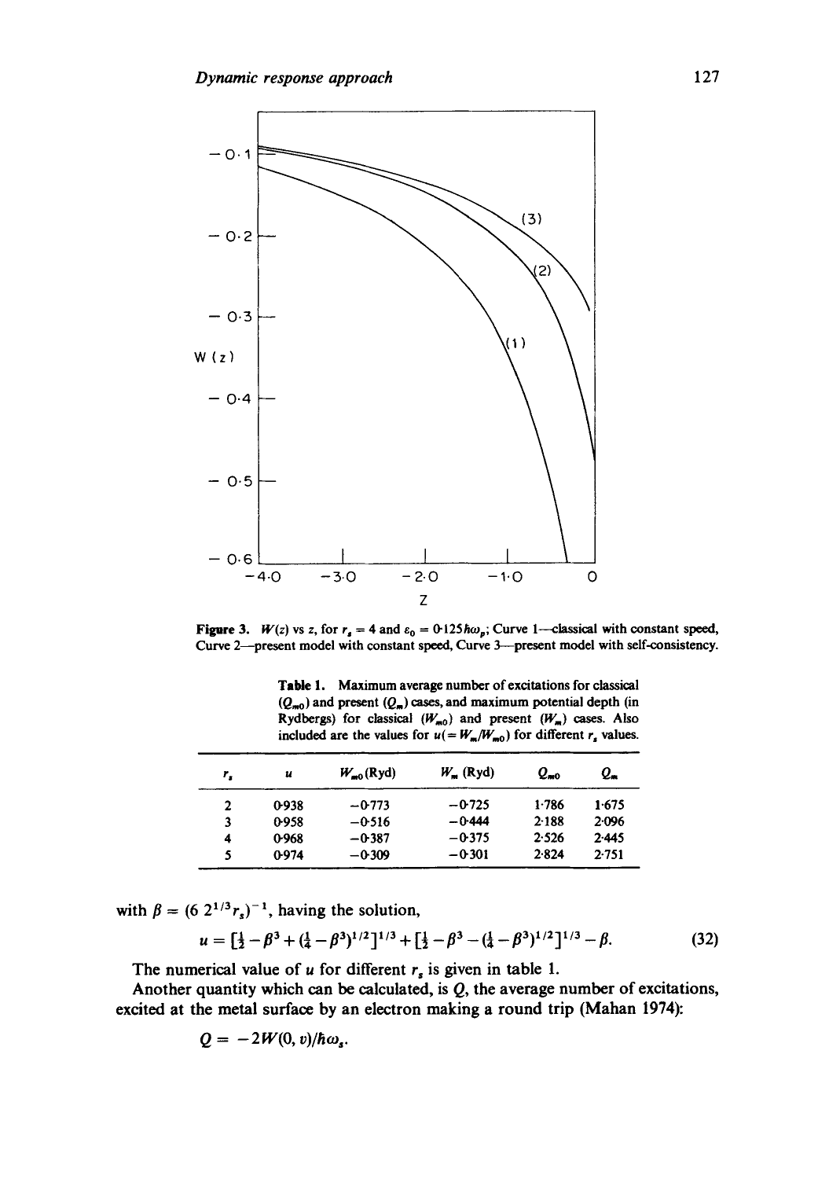**Figure 3.** $W(z)$ vs $z$, for $r_s = 4$ and $\varepsilon_0 = 0{\cdot}125\hbar\omega_p$; Curve 1—classical with constant speed, Curve 2—present model with constant speed, Curve 3—present model with self-consistency.

**Table 1.** Maximum average number of excitations for classical ($Q_{m0}$) and present ($Q_m$) cases, and maximum potential depth (in Rydbergs) for classical ($W_{m0}$) and present ($W_m$) cases. Also included are the values for $u(= W_m/W_{m0})$ for different $r_s$ values.

| $r_s$ | $u$ | $W_{m0}$(Ryd) | $W_m$ (Ryd) | $Q_{m0}$ | $Q_m$ |
|---|---|---|---|---|---|
| 2 | 0·938 | −0·773 | −0·725 | 1·786 | 1·675 |
| 3 | 0·958 | −0·516 | −0·444 | 2·188 | 2·096 |
| 4 | 0·968 | −0·387 | −0·375 | 2·526 | 2·445 |
| 5 | 0·974 | −0·309 | −0·301 | 2·824 | 2·751 |

with $\beta = (6\, 2^{1/3} r_s)^{-1}$, having the solution,

$$u = [\tfrac{1}{2} - \beta^3 + (\tfrac{1}{4} - \beta^3)^{1/2}]^{1/3} + [\tfrac{1}{2} - \beta^3 - (\tfrac{1}{4} - \beta^3)^{1/2}]^{1/3} - \beta. \tag{32}$$

The numerical value of $u$ for different $r_s$ is given in table 1.

Another quantity which can be calculated, is $Q$, the average number of excitations, excited at the metal surface by an electron making a round trip (Mahan 1974):

$$Q = -2W(0, v)/\hbar\omega_s.$$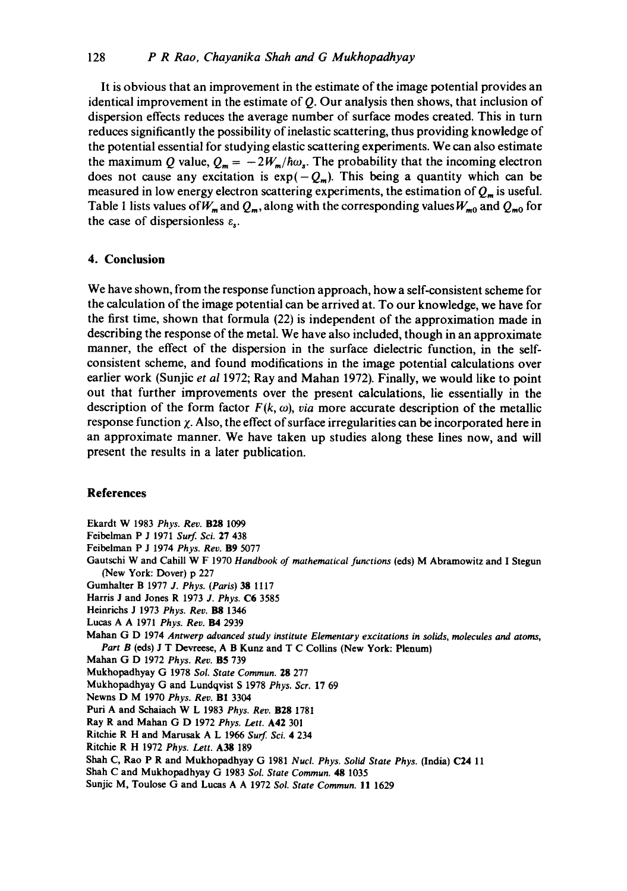It is obvious that an improvement in the estimate of the image potential provides an identical improvement in the estimate of $Q$. Our analysis then shows, that inclusion of dispersion effects reduces the average number of surface modes created. This in turn reduces significantly the possibility of inelastic scattering, thus providing knowledge of the potential essential for studying elastic scattering experiments. We can also estimate the maximum $Q$ value, $Q_m = -2W_m/\hbar\omega_s$. The probability that the incoming electron does not cause any excitation is $\exp(-Q_m)$. This being a quantity which can be measured in low energy electron scattering experiments, the estimation of $Q_m$ is useful. Table 1 lists values of $W_m$ and $Q_m$, along with the corresponding values $W_{m0}$ and $Q_{m0}$ for the case of dispersionless $\varepsilon_s$.

## 4. Conclusion

We have shown, from the response function approach, how a self-consistent scheme for the calculation of the image potential can be arrived at. To our knowledge, we have for the first time, shown that formula (22) is independent of the approximation made in describing the response of the metal. We have also included, though in an approximate manner, the effect of the dispersion in the surface dielectric function, in the self-consistent scheme, and found modifications in the image potential calculations over earlier work (Sunjic *et al* 1972; Ray and Mahan 1972). Finally, we would like to point out that further improvements over the present calculations, lie essentially in the description of the form factor $F(k, \omega)$, *via* more accurate description of the metallic response function $\chi$. Also, the effect of surface irregularities can be incorporated here in an approximate manner. We have taken up studies along these lines now, and will present the results in a later publication.

## References

Ekardt W 1983 *Phys. Rev.* **B28** 1099

Feibelman P J 1971 *Surf. Sci.* **27** 438

Feibelman P J 1974 *Phys. Rev.* **B9** 5077

Gautschi W and Cahill W F 1970 *Handbook of mathematical functions* (eds) M Abramowitz and I Stegun (New York: Dover) p 227

Gumhalter B 1977 *J. Phys. (Paris)* **38** 1117

Harris J and Jones R 1973 *J. Phys.* **C6** 3585

Heinrichs J 1973 *Phys. Rev.* **B8** 1346

Lucas A A 1971 *Phys. Rev.* **B4** 2939

Mahan G D 1974 *Antwerp advanced study institute Elementary excitations in solids, molecules and atoms, Part B* (eds) J T Devreese, A B Kunz and T C Collins (New York: Plenum)

Mahan G D 1972 *Phys. Rev.* **B5** 739

Mukhopadhyay G 1978 *Sol. State Commun.* **28** 277

Mukhopadhyay G and Lundqvist S 1978 *Phys. Scr.* **17** 69

Newns D M 1970 *Phys. Rev.* **B1** 3304

Puri A and Schaiach W L 1983 *Phys. Rev.* **B28** 1781

Ray R and Mahan G D 1972 *Phys. Lett.* **A42** 301

Ritchie R H and Marusak A L 1966 *Surf. Sci.* **4** 234

Ritchie R H 1972 *Phys. Lett.* **A38** 189

Shah C, Rao P R and Mukhopadhyay G 1981 *Nucl. Phys. Solid State Phys.* (India) **C24** 11

Shah C and Mukhopadhyay G 1983 *Sol. State Commun.* **48** 1035

Sunjic M, Toulose G and Lucas A A 1972 *Sol. State Commun.* **11** 1629